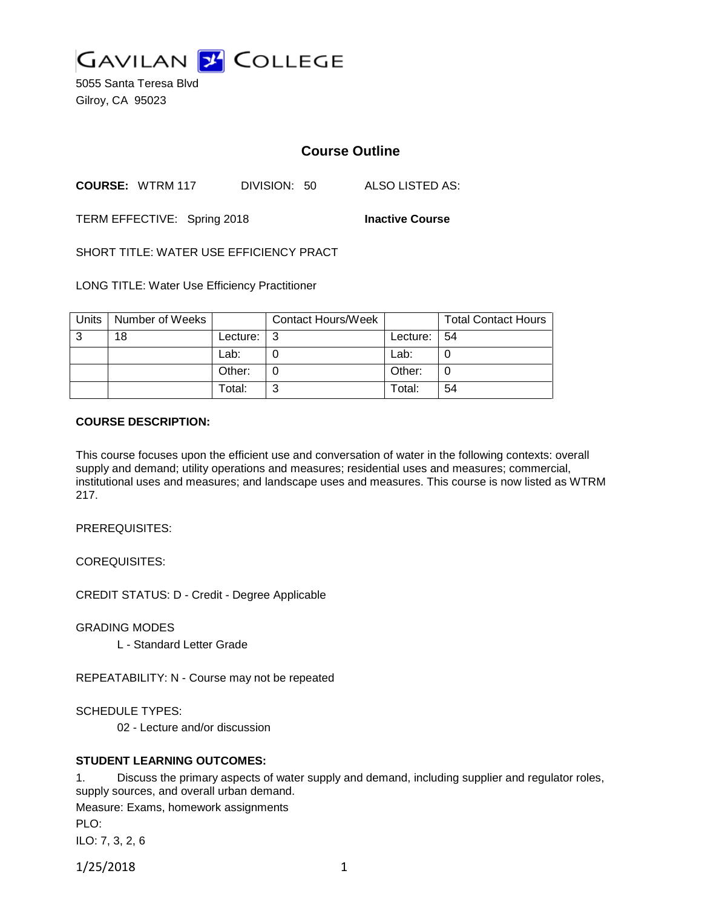# GAVILAN COLLEGE

5055 Santa Teresa Blvd
Gilroy, CA 95023

## Course Outline

**COURSE:** WTRM 117 DIVISION: 50 ALSO LISTED AS:

TERM EFFECTIVE: Spring 2018 **Inactive Course**

SHORT TITLE: WATER USE EFFICIENCY PRACT

LONG TITLE: Water Use Efficiency Practitioner

| Units | Number of Weeks | | Contact Hours/Week | | Total Contact Hours |
|---|---|---|---|---|---|
| 3 | 18 | Lecture: | 3 | Lecture: | 54 |
| | | Lab: | 0 | Lab: | 0 |
| | | Other: | 0 | Other: | 0 |
| | | Total: | 3 | Total: | 54 |

**COURSE DESCRIPTION:**

This course focuses upon the efficient use and conversation of water in the following contexts: overall supply and demand; utility operations and measures; residential uses and measures; commercial, institutional uses and measures; and landscape uses and measures. This course is now listed as WTRM 217.

PREREQUISITES:

COREQUISITES:

CREDIT STATUS: D - Credit - Degree Applicable

GRADING MODES

L - Standard Letter Grade

REPEATABILITY: N - Course may not be repeated

SCHEDULE TYPES:

02 - Lecture and/or discussion

**STUDENT LEARNING OUTCOMES:**

1. Discuss the primary aspects of water supply and demand, including supplier and regulator roles, supply sources, and overall urban demand.

Measure: Exams, homework assignments

PLO:

ILO: 7, 3, 2, 6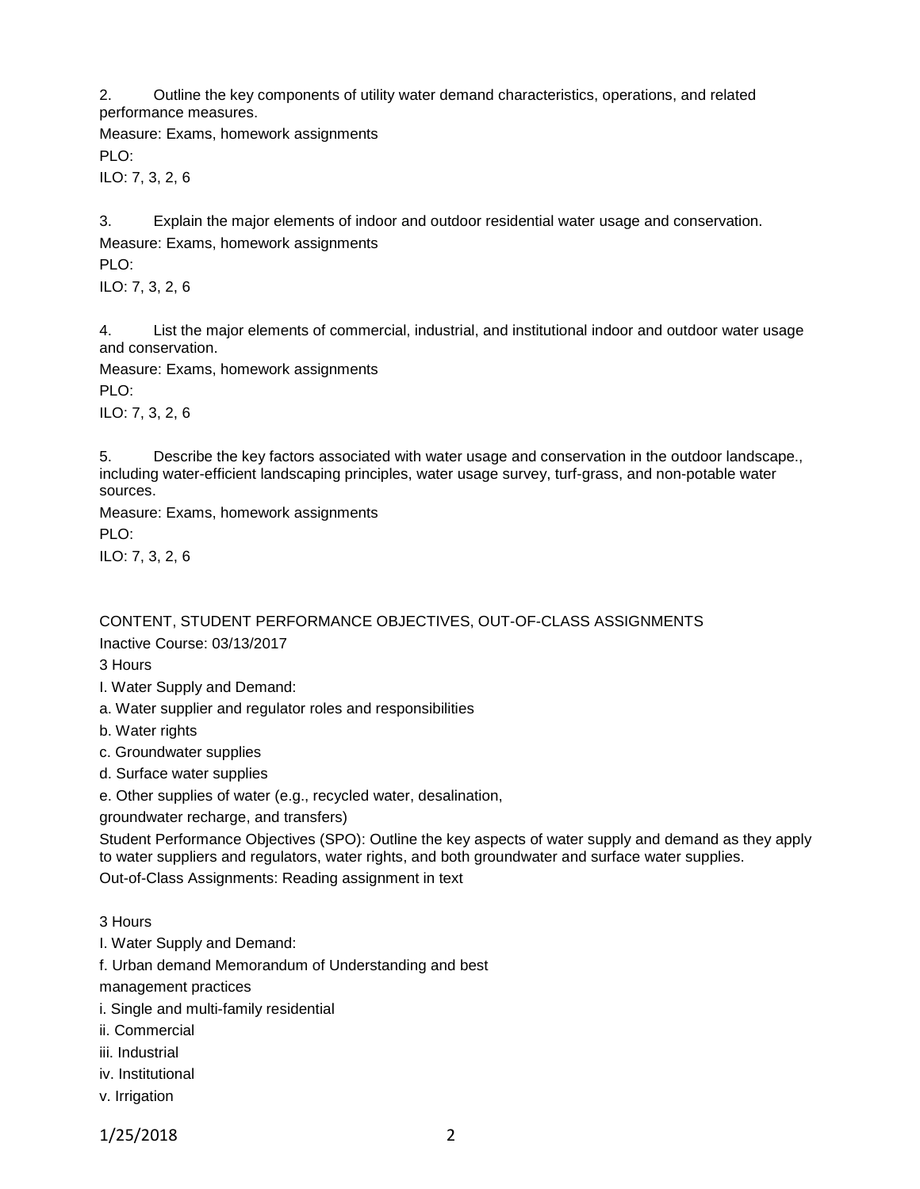2. Outline the key components of utility water demand characteristics, operations, and related performance measures.

Measure: Exams, homework assignments

PLO:

ILO: 7, 3, 2, 6

3. Explain the major elements of indoor and outdoor residential water usage and conservation.

Measure: Exams, homework assignments

PLO:

ILO: 7, 3, 2, 6

4. List the major elements of commercial, industrial, and institutional indoor and outdoor water usage and conservation.

Measure: Exams, homework assignments

PLO:

ILO: 7, 3, 2, 6

5. Describe the key factors associated with water usage and conservation in the outdoor landscape., including water-efficient landscaping principles, water usage survey, turf-grass, and non-potable water sources.

Measure: Exams, homework assignments

PLO:

ILO: 7, 3, 2, 6

CONTENT, STUDENT PERFORMANCE OBJECTIVES, OUT-OF-CLASS ASSIGNMENTS

Inactive Course: 03/13/2017

3 Hours

I. Water Supply and Demand:

a. Water supplier and regulator roles and responsibilities

b. Water rights

c. Groundwater supplies

d. Surface water supplies

e. Other supplies of water (e.g., recycled water, desalination,
groundwater recharge, and transfers)

Student Performance Objectives (SPO): Outline the key aspects of water supply and demand as they apply to water suppliers and regulators, water rights, and both groundwater and surface water supplies.

Out-of-Class Assignments: Reading assignment in text

3 Hours

I. Water Supply and Demand:

f. Urban demand Memorandum of Understanding and best
management practices

i. Single and multi-family residential

ii. Commercial

iii. Industrial

iv. Institutional

v. Irrigation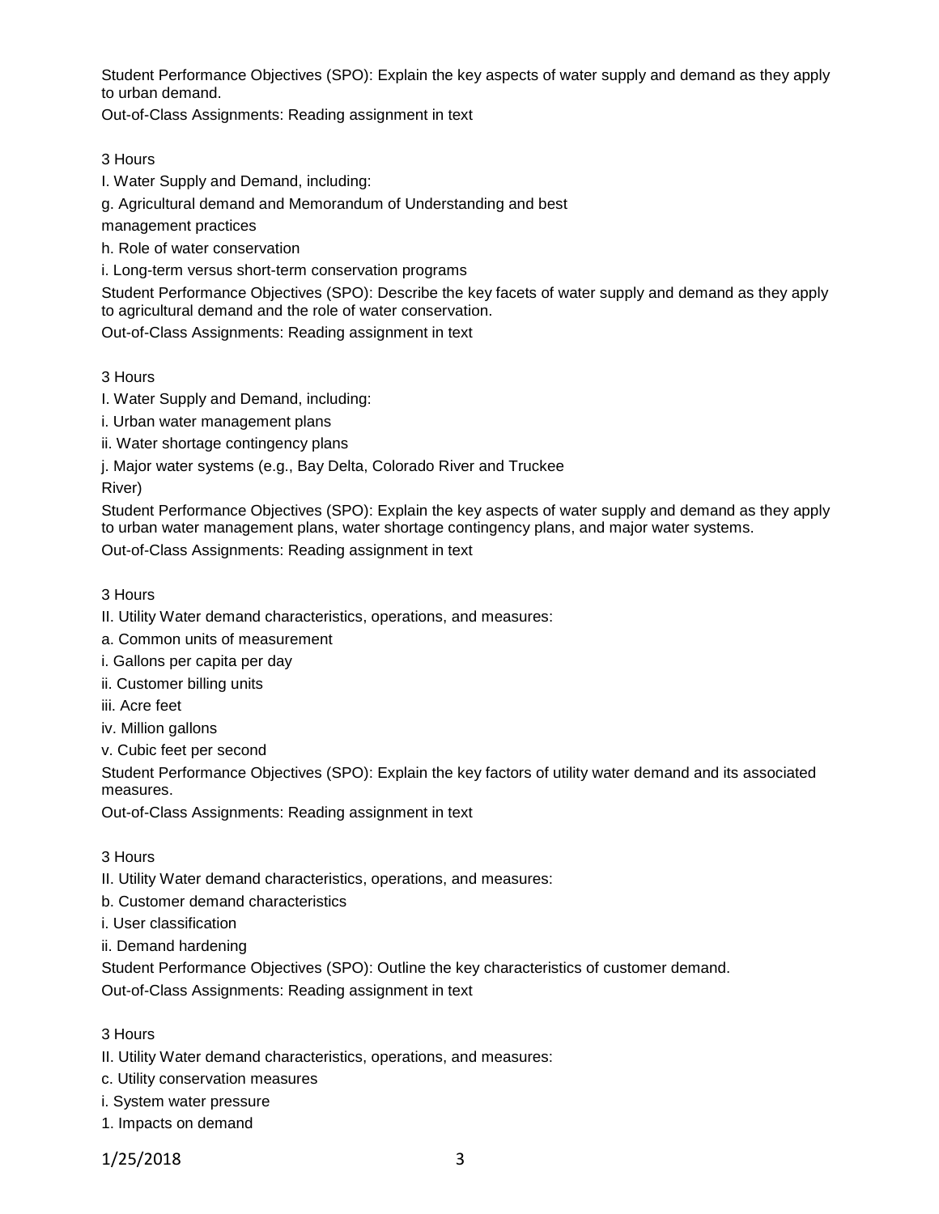Student Performance Objectives (SPO): Explain the key aspects of water supply and demand as they apply to urban demand.

Out-of-Class Assignments: Reading assignment in text

3 Hours

I. Water Supply and Demand, including:

g. Agricultural demand and Memorandum of Understanding and best management practices

h. Role of water conservation

i. Long-term versus short-term conservation programs

Student Performance Objectives (SPO): Describe the key facets of water supply and demand as they apply to agricultural demand and the role of water conservation.

Out-of-Class Assignments: Reading assignment in text

3 Hours

I. Water Supply and Demand, including:

i. Urban water management plans

ii. Water shortage contingency plans

j. Major water systems (e.g., Bay Delta, Colorado River and Truckee River)

Student Performance Objectives (SPO): Explain the key aspects of water supply and demand as they apply to urban water management plans, water shortage contingency plans, and major water systems.

Out-of-Class Assignments: Reading assignment in text

3 Hours

II. Utility Water demand characteristics, operations, and measures:

a. Common units of measurement

i. Gallons per capita per day

ii. Customer billing units

iii. Acre feet

iv. Million gallons

v. Cubic feet per second

Student Performance Objectives (SPO): Explain the key factors of utility water demand and its associated measures.

Out-of-Class Assignments: Reading assignment in text

3 Hours

II. Utility Water demand characteristics, operations, and measures:

b. Customer demand characteristics

i. User classification

ii. Demand hardening

Student Performance Objectives (SPO): Outline the key characteristics of customer demand.

Out-of-Class Assignments: Reading assignment in text

3 Hours

II. Utility Water demand characteristics, operations, and measures:

c. Utility conservation measures

i. System water pressure

1. Impacts on demand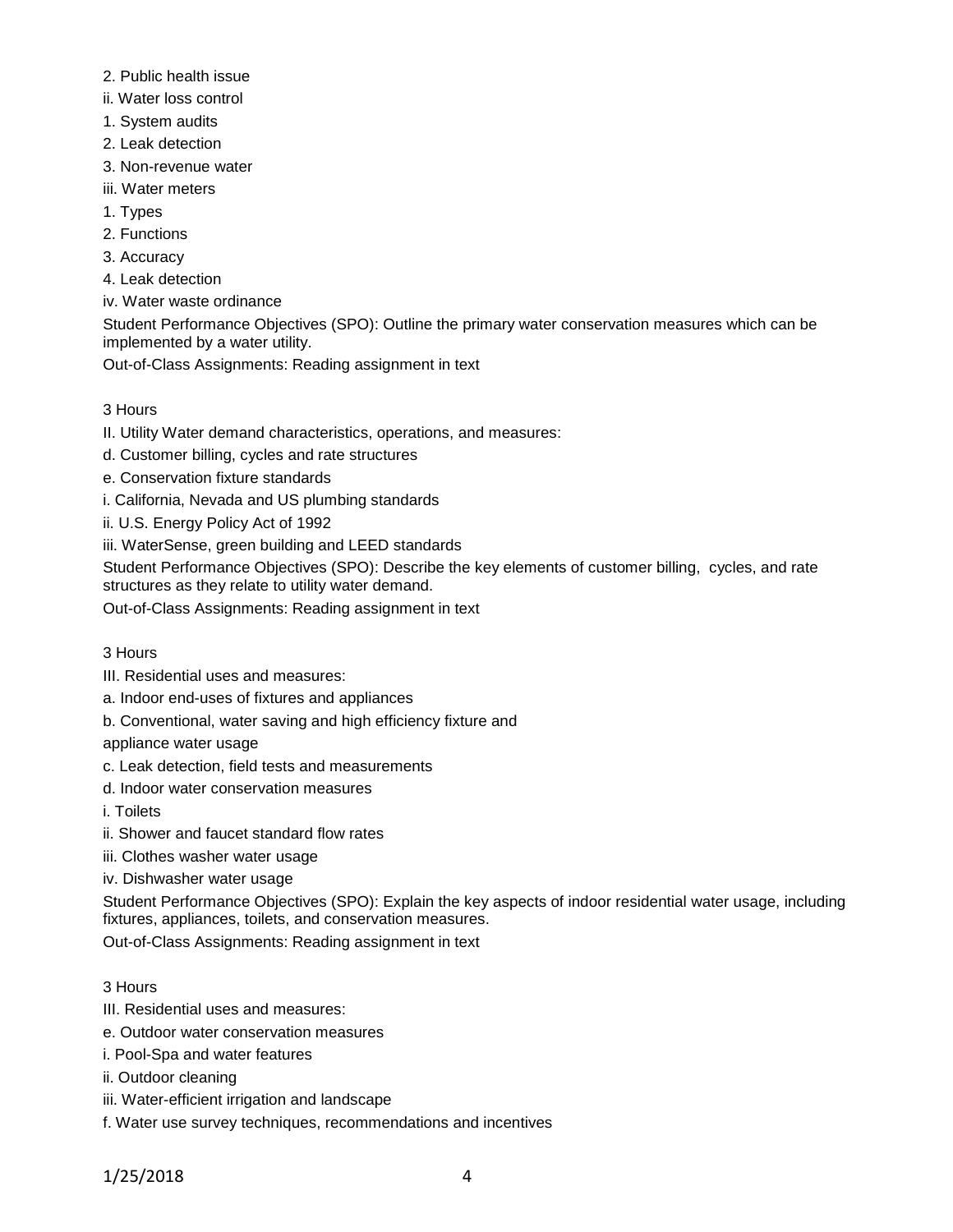2. Public health issue

ii. Water loss control

1. System audits

2. Leak detection

3. Non-revenue water

iii. Water meters

1. Types

2. Functions

3. Accuracy

4. Leak detection

iv. Water waste ordinance

Student Performance Objectives (SPO): Outline the primary water conservation measures which can be implemented by a water utility.

Out-of-Class Assignments: Reading assignment in text

3 Hours

II. Utility Water demand characteristics, operations, and measures:

d. Customer billing, cycles and rate structures

e. Conservation fixture standards

i. California, Nevada and US plumbing standards

ii. U.S. Energy Policy Act of 1992

iii. WaterSense, green building and LEED standards

Student Performance Objectives (SPO): Describe the key elements of customer billing, cycles, and rate structures as they relate to utility water demand.

Out-of-Class Assignments: Reading assignment in text

3 Hours

III. Residential uses and measures:

a. Indoor end-uses of fixtures and appliances

b. Conventional, water saving and high efficiency fixture and appliance water usage

c. Leak detection, field tests and measurements

d. Indoor water conservation measures

i. Toilets

ii. Shower and faucet standard flow rates

iii. Clothes washer water usage

iv. Dishwasher water usage

Student Performance Objectives (SPO): Explain the key aspects of indoor residential water usage, including fixtures, appliances, toilets, and conservation measures.

Out-of-Class Assignments: Reading assignment in text

3 Hours

III. Residential uses and measures:

e. Outdoor water conservation measures

i. Pool-Spa and water features

ii. Outdoor cleaning

iii. Water-efficient irrigation and landscape

f. Water use survey techniques, recommendations and incentives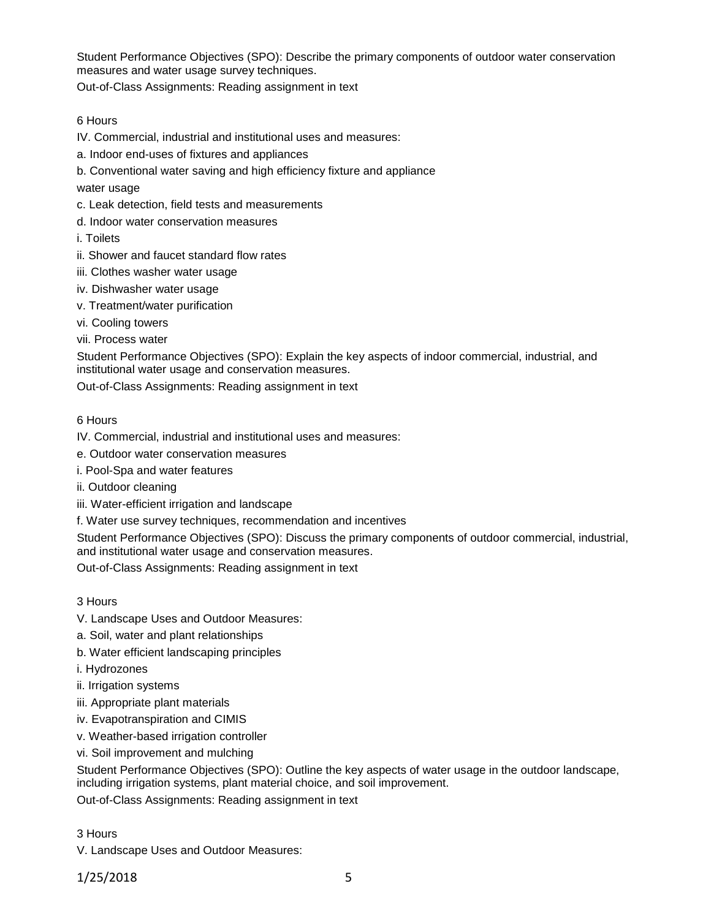Student Performance Objectives (SPO): Describe the primary components of outdoor water conservation measures and water usage survey techniques.

Out-of-Class Assignments: Reading assignment in text

6 Hours

IV. Commercial, industrial and institutional uses and measures:

a. Indoor end-uses of fixtures and appliances

b. Conventional water saving and high efficiency fixture and appliance water usage

c. Leak detection, field tests and measurements

d. Indoor water conservation measures

i. Toilets

ii. Shower and faucet standard flow rates

iii. Clothes washer water usage

iv. Dishwasher water usage

v. Treatment/water purification

vi. Cooling towers

vii. Process water

Student Performance Objectives (SPO): Explain the key aspects of indoor commercial, industrial, and institutional water usage and conservation measures.

Out-of-Class Assignments: Reading assignment in text

6 Hours

IV. Commercial, industrial and institutional uses and measures:

e. Outdoor water conservation measures

i. Pool-Spa and water features

ii. Outdoor cleaning

iii. Water-efficient irrigation and landscape

f. Water use survey techniques, recommendation and incentives

Student Performance Objectives (SPO): Discuss the primary components of outdoor commercial, industrial, and institutional water usage and conservation measures.

Out-of-Class Assignments: Reading assignment in text

3 Hours

V. Landscape Uses and Outdoor Measures:

a. Soil, water and plant relationships

b. Water efficient landscaping principles

i. Hydrozones

ii. Irrigation systems

iii. Appropriate plant materials

iv. Evapotranspiration and CIMIS

v. Weather-based irrigation controller

vi. Soil improvement and mulching

Student Performance Objectives (SPO): Outline the key aspects of water usage in the outdoor landscape, including irrigation systems, plant material choice, and soil improvement.

Out-of-Class Assignments: Reading assignment in text

3 Hours

V. Landscape Uses and Outdoor Measures: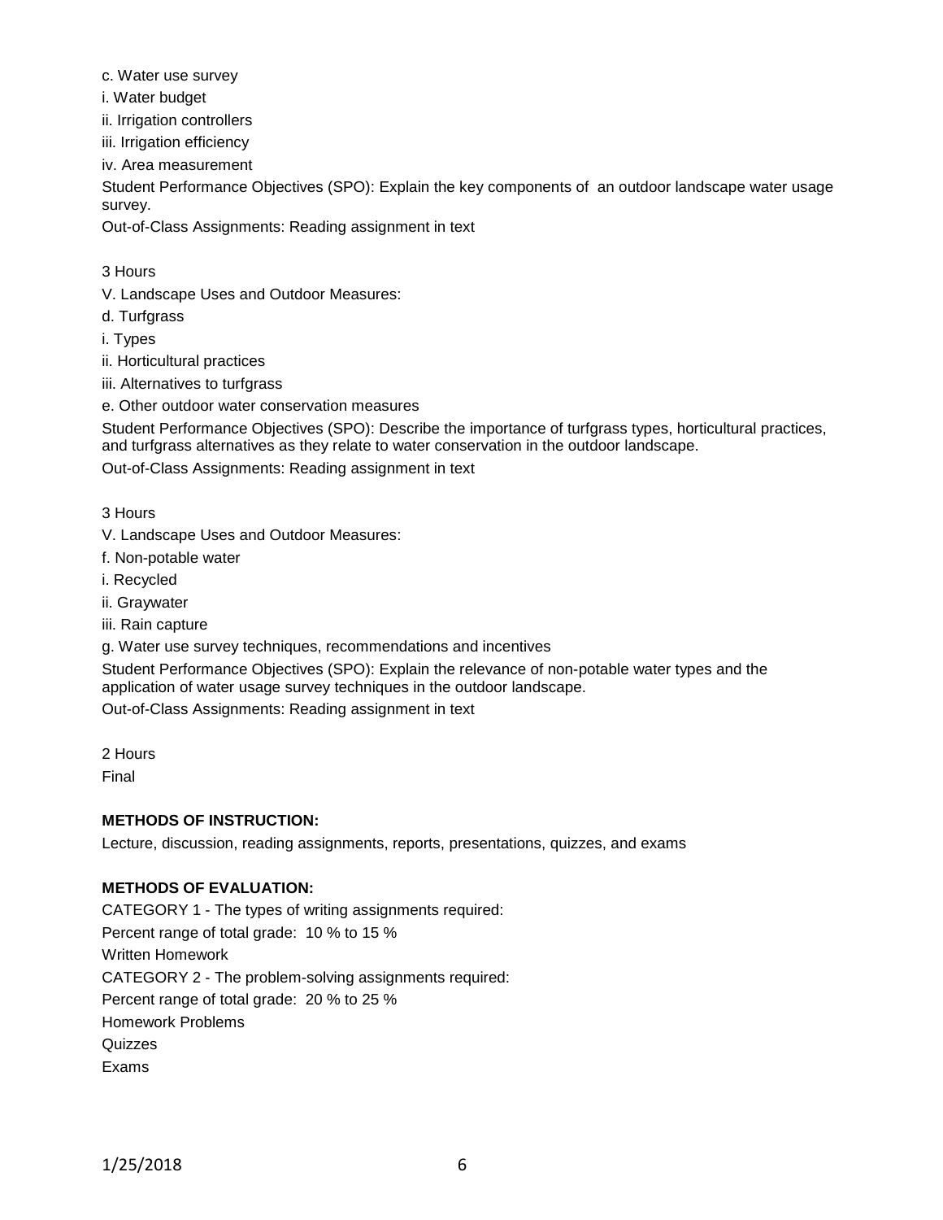c. Water use survey

i. Water budget

ii. Irrigation controllers

iii. Irrigation efficiency

iv. Area measurement

Student Performance Objectives (SPO): Explain the key components of an outdoor landscape water usage survey.

Out-of-Class Assignments: Reading assignment in text

3 Hours

V. Landscape Uses and Outdoor Measures:

d. Turfgrass

i. Types

ii. Horticultural practices

iii. Alternatives to turfgrass

e. Other outdoor water conservation measures

Student Performance Objectives (SPO): Describe the importance of turfgrass types, horticultural practices, and turfgrass alternatives as they relate to water conservation in the outdoor landscape.

Out-of-Class Assignments: Reading assignment in text

3 Hours

V. Landscape Uses and Outdoor Measures:

f. Non-potable water

i. Recycled

ii. Graywater

iii. Rain capture

g. Water use survey techniques, recommendations and incentives

Student Performance Objectives (SPO): Explain the relevance of non-potable water types and the application of water usage survey techniques in the outdoor landscape.

Out-of-Class Assignments: Reading assignment in text

2 Hours

Final

**METHODS OF INSTRUCTION:**

Lecture, discussion, reading assignments, reports, presentations, quizzes, and exams

**METHODS OF EVALUATION:**

CATEGORY 1 - The types of writing assignments required:

Percent range of total grade: 10 % to 15 %

Written Homework

CATEGORY 2 - The problem-solving assignments required:

Percent range of total grade: 20 % to 25 %

Homework Problems

Quizzes

Exams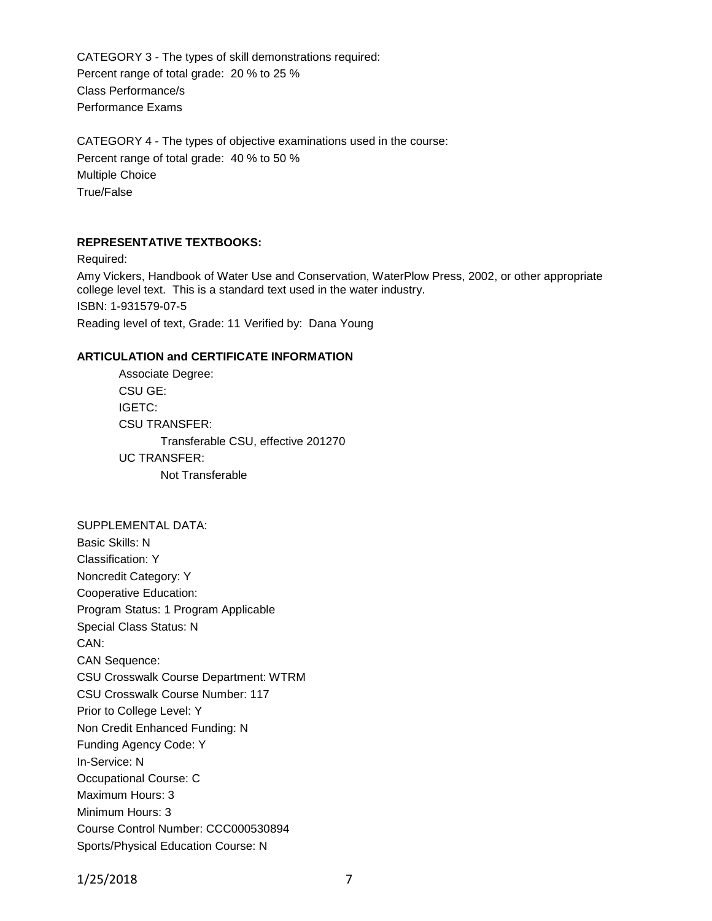CATEGORY 3 - The types of skill demonstrations required:
Percent range of total grade: 20 % to 25 %
Class Performance/s
Performance Exams

CATEGORY 4 - The types of objective examinations used in the course:
Percent range of total grade: 40 % to 50 %
Multiple Choice
True/False

**REPRESENTATIVE TEXTBOOKS:**

Required:
Amy Vickers, Handbook of Water Use and Conservation, WaterPlow Press, 2002, or other appropriate college level text. This is a standard text used in the water industry.
ISBN: 1-931579-07-5
Reading level of text, Grade: 11 Verified by: Dana Young

**ARTICULATION and CERTIFICATE INFORMATION**

Associate Degree:
CSU GE:
IGETC:
CSU TRANSFER:
Transferable CSU, effective 201270
UC TRANSFER:
Not Transferable

SUPPLEMENTAL DATA:
Basic Skills: N
Classification: Y
Noncredit Category: Y
Cooperative Education:
Program Status: 1 Program Applicable
Special Class Status: N
CAN:
CAN Sequence:
CSU Crosswalk Course Department: WTRM
CSU Crosswalk Course Number: 117
Prior to College Level: Y
Non Credit Enhanced Funding: N
Funding Agency Code: Y
In-Service: N
Occupational Course: C
Maximum Hours: 3
Minimum Hours: 3
Course Control Number: CCC000530894
Sports/Physical Education Course: N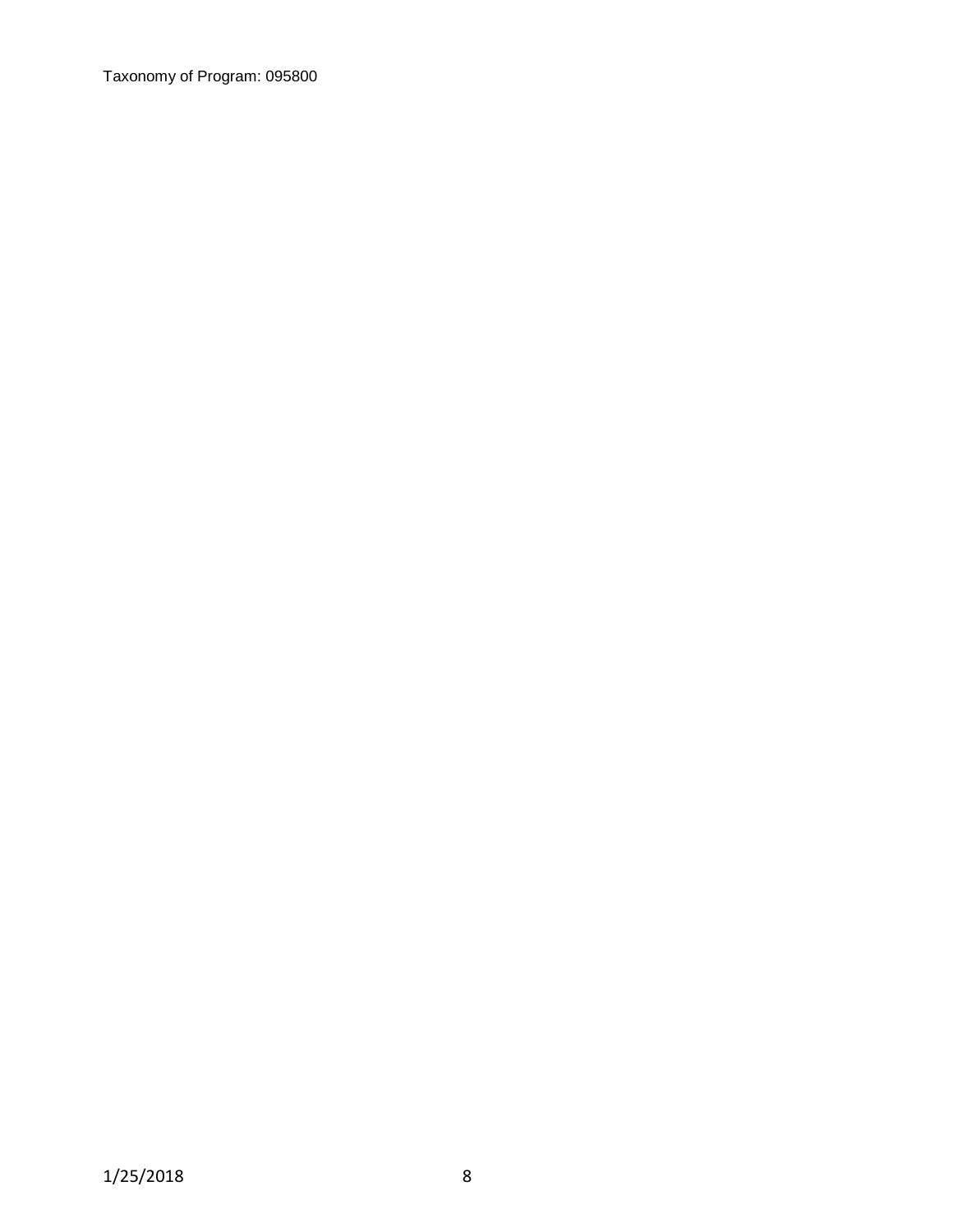Taxonomy of Program: 095800